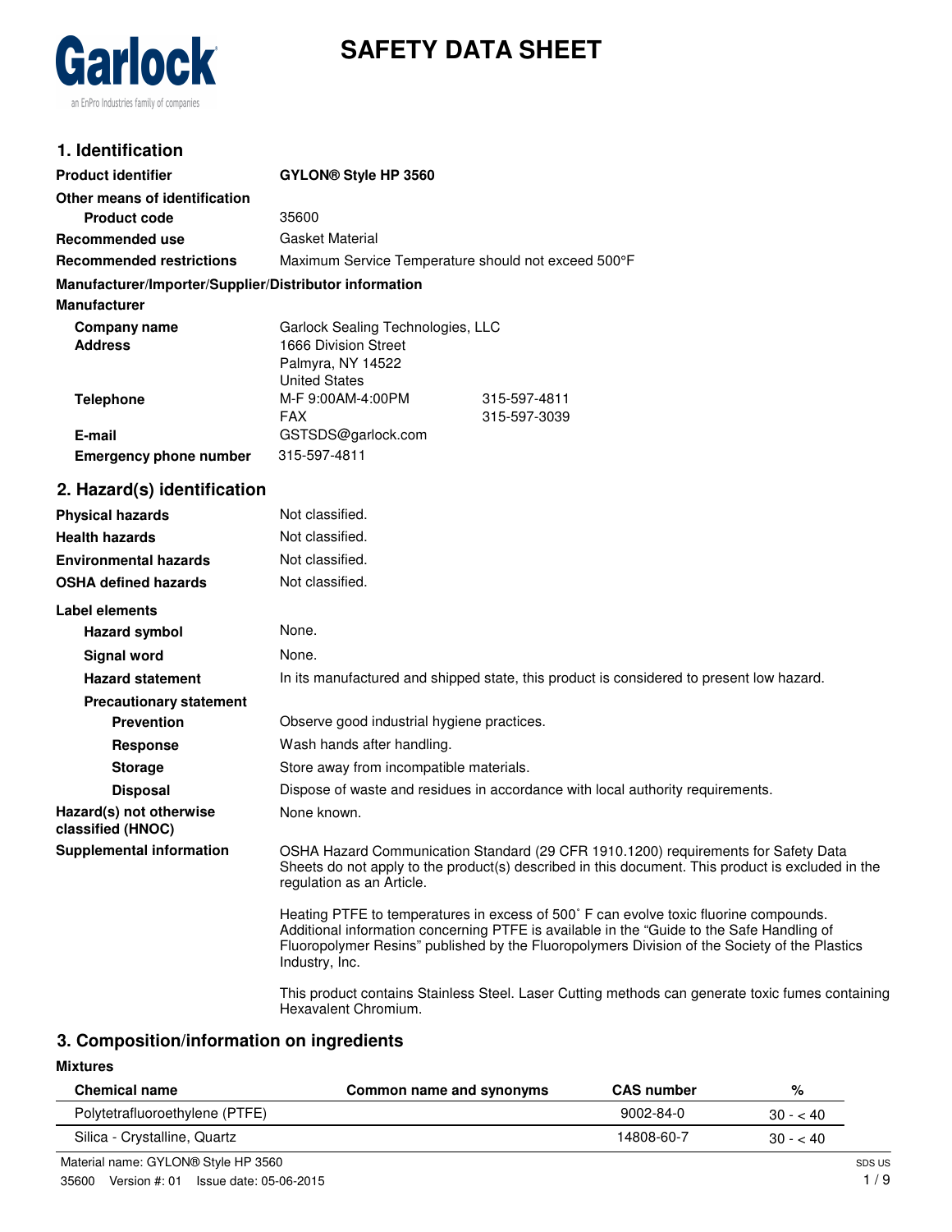Garlock
an EnPro Industries family of companies

# SAFETY DATA SHEET

## 1. Identification

| | | |
|---|---|---|
| **Product identifier** | **GYLON® Style HP 3560** | |
| **Other means of identification** | | |
| **Product code** | 35600 | |
| **Recommended use** | Gasket Material | |
| **Recommended restrictions** | Maximum Service Temperature should not exceed 500°F | |

**Manufacturer/Importer/Supplier/Distributor information**

**Manufacturer**

| | | |
|---|---|---|
| **Company name** | Garlock Sealing Technologies, LLC | |
| **Address** | 1666 Division Street<br>Palmyra, NY 14522<br>United States | |
| **Telephone** | M-F 9:00AM-4:00PM | 315-597-4811 |
| | FAX | 315-597-3039 |
| **E-mail** | GSTSDS@garlock.com | |
| **Emergency phone number** | 315-597-4811 | |

## 2. Hazard(s) identification

| | |
|---|---|
| **Physical hazards** | Not classified. |
| **Health hazards** | Not classified. |
| **Environmental hazards** | Not classified. |
| **OSHA defined hazards** | Not classified. |

**Label elements**

| | |
|---|---|
| **Hazard symbol** | None. |
| **Signal word** | None. |
| **Hazard statement** | In its manufactured and shipped state, this product is considered to present low hazard. |
| **Precautionary statement** | |
| **Prevention** | Observe good industrial hygiene practices. |
| **Response** | Wash hands after handling. |
| **Storage** | Store away from incompatible materials. |
| **Disposal** | Dispose of waste and residues in accordance with local authority requirements. |
| **Hazard(s) not otherwise classified (HNOC)** | None known. |

**Supplemental information**

OSHA Hazard Communication Standard (29 CFR 1910.1200) requirements for Safety Data Sheets do not apply to the product(s) described in this document. This product is excluded in the regulation as an Article.

Heating PTFE to temperatures in excess of 500˚ F can evolve toxic fluorine compounds. Additional information concerning PTFE is available in the “Guide to the Safe Handling of Fluoropolymer Resins” published by the Fluoropolymers Division of the Society of the Plastics Industry, Inc.

This product contains Stainless Steel. Laser Cutting methods can generate toxic fumes containing Hexavalent Chromium.

## 3. Composition/information on ingredients

**Mixtures**

| Chemical name | Common name and synonyms | CAS number | % |
|---|---|---|---|
| Polytetrafluoroethylene (PTFE) | | 9002-84-0 | 30 - < 40 |
| Silica - Crystalline, Quartz | | 14808-60-7 | 30 - < 40 |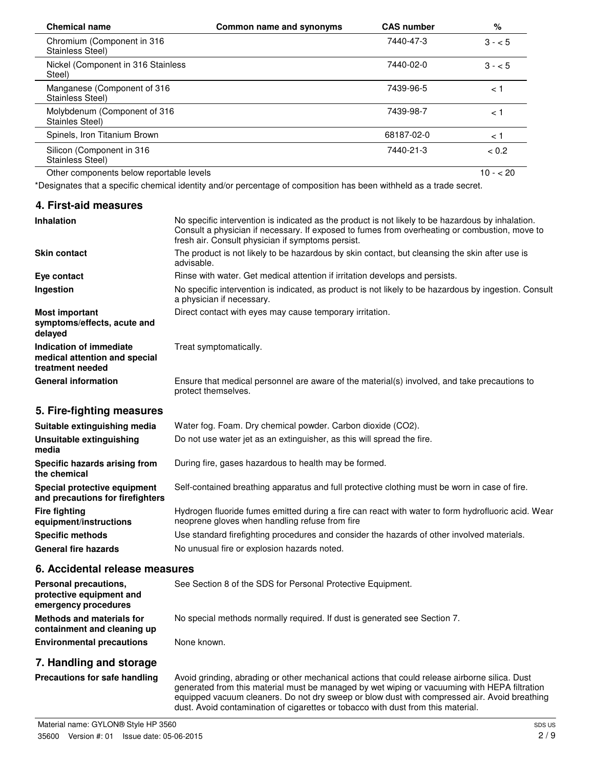| Chemical name | Common name and synonyms | CAS number | % |
| --- | --- | --- | --- |
| Chromium (Component in 316 Stainless Steel) | | 7440-47-3 | 3 - < 5 |
| Nickel (Component in 316 Stainless Steel) | | 7440-02-0 | 3 - < 5 |
| Manganese (Component of 316 Stainless Steel) | | 7439-96-5 | < 1 |
| Molybdenum (Component of 316 Stainles Steel) | | 7439-98-7 | < 1 |
| Spinels, Iron Titanium Brown | | 68187-02-0 | < 1 |
| Silicon (Component in 316 Stainless Steel) | | 7440-21-3 | < 0.2 |
| Other components below reportable levels | | | 10 - < 20 |

*Designates that a specific chemical identity and/or percentage of composition has been withheld as a trade secret.

## 4. First-aid measures

**Inhalation**
No specific intervention is indicated as the product is not likely to be hazardous by inhalation. Consult a physician if necessary. If exposed to fumes from overheating or combustion, move to fresh air. Consult physician if symptoms persist.

**Skin contact**
The product is not likely to be hazardous by skin contact, but cleansing the skin after use is advisable.

**Eye contact**
Rinse with water. Get medical attention if irritation develops and persists.

**Ingestion**
No specific intervention is indicated, as product is not likely to be hazardous by ingestion. Consult a physician if necessary.

**Most important symptoms/effects, acute and delayed**
Direct contact with eyes may cause temporary irritation.

**Indication of immediate medical attention and special treatment needed**
Treat symptomatically.

**General information**
Ensure that medical personnel are aware of the material(s) involved, and take precautions to protect themselves.

## 5. Fire-fighting measures

**Suitable extinguishing media**
Water fog. Foam. Dry chemical powder. Carbon dioxide ($CO_2$).

**Unsuitable extinguishing media**
Do not use water jet as an extinguisher, as this will spread the fire.

**Specific hazards arising from the chemical**
During fire, gases hazardous to health may be formed.

**Special protective equipment and precautions for firefighters**
Self-contained breathing apparatus and full protective clothing must be worn in case of fire.

**Fire fighting equipment/instructions**
Hydrogen fluoride fumes emitted during a fire can react with water to form hydrofluoric acid. Wear neoprene gloves when handling refuse from fire

**Specific methods**
Use standard firefighting procedures and consider the hazards of other involved materials.

**General fire hazards**
No unusual fire or explosion hazards noted.

## 6. Accidental release measures

**Personal precautions, protective equipment and emergency procedures**
See Section 8 of the SDS for Personal Protective Equipment.

**Methods and materials for containment and cleaning up**
No special methods normally required. If dust is generated see Section 7.

**Environmental precautions**
None known.

## 7. Handling and storage

**Precautions for safe handling**
Avoid grinding, abrading or other mechanical actions that could release airborne silica. Dust generated from this material must be managed by wet wiping or vacuuming with HEPA filtration equipped vacuum cleaners. Do not dry sweep or blow dust with compressed air. Avoid breathing dust. Avoid contamination of cigarettes or tobacco with dust from this material.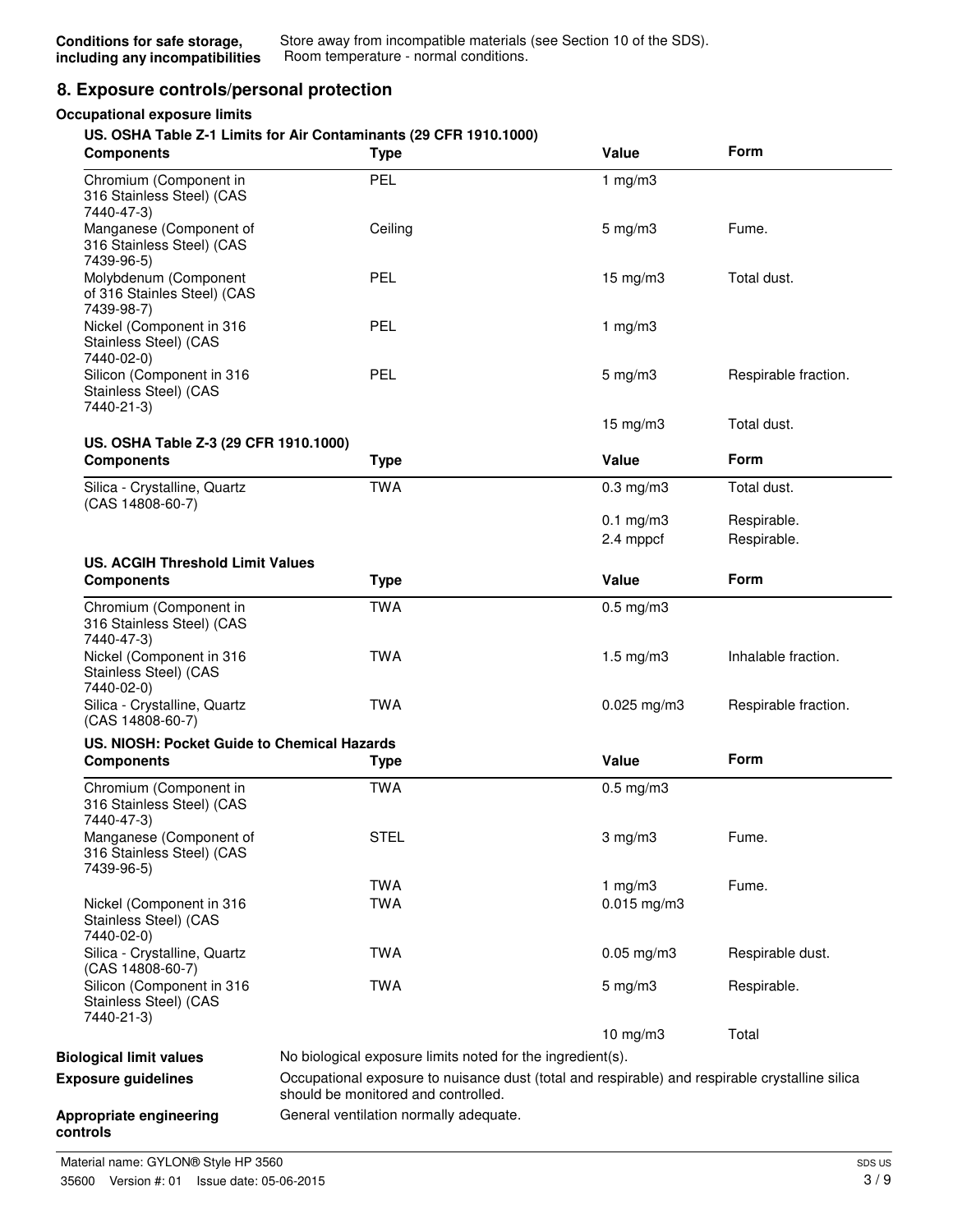**Conditions for safe storage, including any incompatibilities** Store away from incompatible materials (see Section 10 of the SDS). Room temperature - normal conditions.

## 8. Exposure controls/personal protection

**Occupational exposure limits**

**US. OSHA Table Z-1 Limits for Air Contaminants (29 CFR 1910.1000)**

| Components | Type | Value | Form |
|---|---|---|---|
| Chromium (Component in 316 Stainless Steel) (CAS 7440-47-3) | PEL | 1 mg/m3 | |
| Manganese (Component of 316 Stainless Steel) (CAS 7439-96-5) | Ceiling | 5 mg/m3 | Fume. |
| Molybdenum (Component of 316 Stainles Steel) (CAS 7439-98-7) | PEL | 15 mg/m3 | Total dust. |
| Nickel (Component in 316 Stainless Steel) (CAS 7440-02-0) | PEL | 1 mg/m3 | |
| Silicon (Component in 316 Stainless Steel) (CAS 7440-21-3) | PEL | 5 mg/m3 | Respirable fraction. |
| | | 15 mg/m3 | Total dust. |

**US. OSHA Table Z-3 (29 CFR 1910.1000)**

| Components | Type | Value | Form |
|---|---|---|---|
| Silica - Crystalline, Quartz (CAS 14808-60-7) | TWA | 0.3 mg/m3 | Total dust. |
| | | 0.1 mg/m3 | Respirable. |
| | | 2.4 mppcf | Respirable. |

**US. ACGIH Threshold Limit Values**

| Components | Type | Value | Form |
|---|---|---|---|
| Chromium (Component in 316 Stainless Steel) (CAS 7440-47-3) | TWA | 0.5 mg/m3 | |
| Nickel (Component in 316 Stainless Steel) (CAS 7440-02-0) | TWA | 1.5 mg/m3 | Inhalable fraction. |
| Silica - Crystalline, Quartz (CAS 14808-60-7) | TWA | 0.025 mg/m3 | Respirable fraction. |

**US. NIOSH: Pocket Guide to Chemical Hazards**

| Components | Type | Value | Form |
|---|---|---|---|
| Chromium (Component in 316 Stainless Steel) (CAS 7440-47-3) | TWA | 0.5 mg/m3 | |
| Manganese (Component of 316 Stainless Steel) (CAS 7439-96-5) | STEL | 3 mg/m3 | Fume. |
| | TWA | 1 mg/m3 | Fume. |
| Nickel (Component in 316 Stainless Steel) (CAS 7440-02-0) | TWA | 0.015 mg/m3 | |
| Silica - Crystalline, Quartz (CAS 14808-60-7) | TWA | 0.05 mg/m3 | Respirable dust. |
| Silicon (Component in 316 Stainless Steel) (CAS 7440-21-3) | TWA | 5 mg/m3 | Respirable. |
| | | 10 mg/m3 | Total |

**Biological limit values** No biological exposure limits noted for the ingredient(s).

**Exposure guidelines** Occupational exposure to nuisance dust (total and respirable) and respirable crystalline silica should be monitored and controlled.

**Appropriate engineering controls** General ventilation normally adequate.

Material name: GYLON® Style HP 3560

35600 Version #: 01 Issue date: 05-06-2015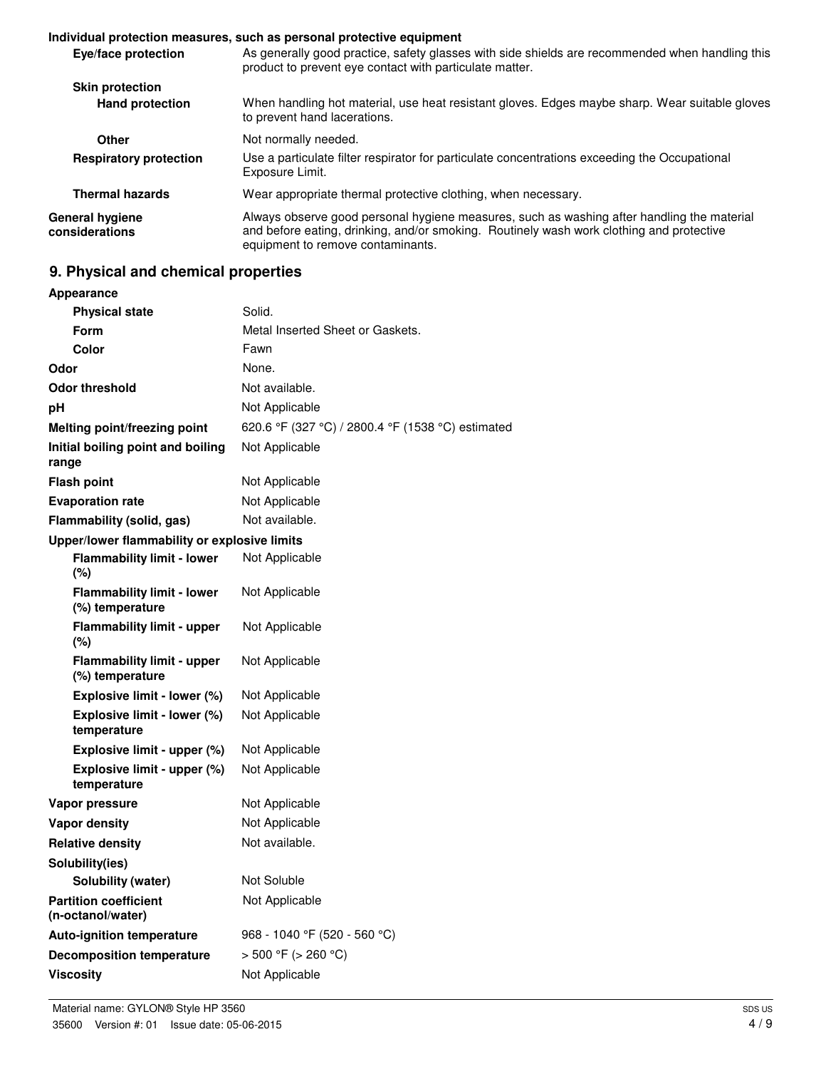**Individual protection measures, such as personal protective equipment**

| | |
|---|---|
| **Eye/face protection** | As generally good practice, safety glasses with side shields are recommended when handling this product to prevent eye contact with particulate matter. |
| **Skin protection** | |
| **Hand protection** | When handling hot material, use heat resistant gloves. Edges maybe sharp. Wear suitable gloves to prevent hand lacerations. |
| **Other** | Not normally needed. |
| **Respiratory protection** | Use a particulate filter respirator for particulate concentrations exceeding the Occupational Exposure Limit. |
| **Thermal hazards** | Wear appropriate thermal protective clothing, when necessary. |
| **General hygiene considerations** | Always observe good personal hygiene measures, such as washing after handling the material and before eating, drinking, and/or smoking. Routinely wash work clothing and protective equipment to remove contaminants. |

## 9. Physical and chemical properties

| | |
|---|---|
| **Appearance** | |
| **Physical state** | Solid. |
| **Form** | Metal Inserted Sheet or Gaskets. |
| **Color** | Fawn |
| **Odor** | None. |
| **Odor threshold** | Not available. |
| **pH** | Not Applicable |
| **Melting point/freezing point** | 620.6 °F (327 °C) / 2800.4 °F (1538 °C) estimated |
| **Initial boiling point and boiling range** | Not Applicable |
| **Flash point** | Not Applicable |
| **Evaporation rate** | Not Applicable |
| **Flammability (solid, gas)** | Not available. |
| **Upper/lower flammability or explosive limits** | |
| **Flammability limit - lower (%)** | Not Applicable |
| **Flammability limit - lower (%) temperature** | Not Applicable |
| **Flammability limit - upper (%)** | Not Applicable |
| **Flammability limit - upper (%) temperature** | Not Applicable |
| **Explosive limit - lower (%)** | Not Applicable |
| **Explosive limit - lower (%) temperature** | Not Applicable |
| **Explosive limit - upper (%)** | Not Applicable |
| **Explosive limit - upper (%) temperature** | Not Applicable |
| **Vapor pressure** | Not Applicable |
| **Vapor density** | Not Applicable |
| **Relative density** | Not available. |
| **Solubility(ies)** | |
| **Solubility (water)** | Not Soluble |
| **Partition coefficient (n-octanol/water)** | Not Applicable |
| **Auto-ignition temperature** | 968 - 1040 °F (520 - 560 °C) |
| **Decomposition temperature** | > 500 °F (> 260 °C) |
| **Viscosity** | Not Applicable |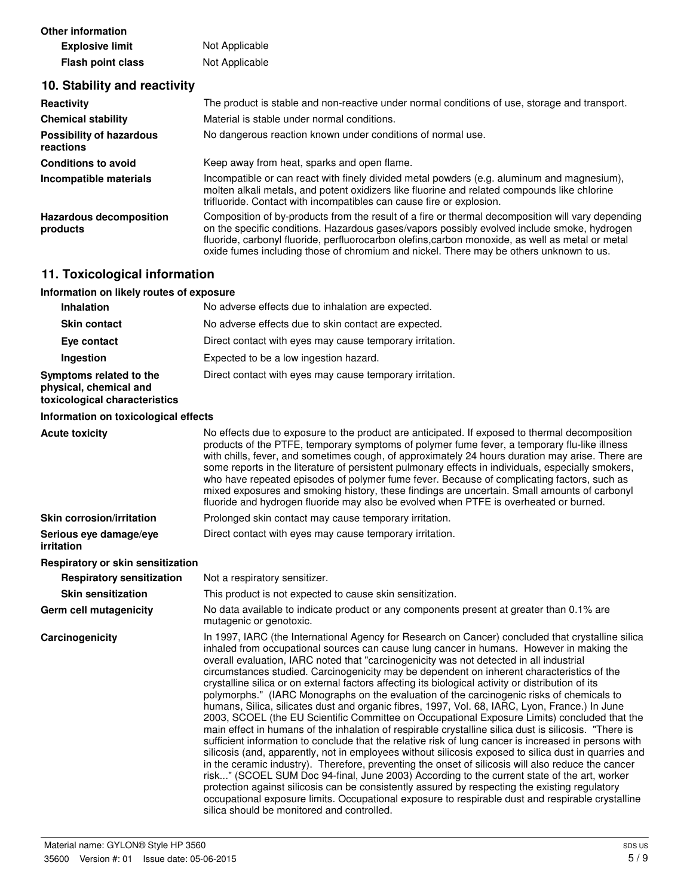**Other information**

| | |
|---|---|
| **Explosive limit** | Not Applicable |
| **Flash point class** | Not Applicable |

## 10. Stability and reactivity

| | |
|---|---|
| **Reactivity** | The product is stable and non-reactive under normal conditions of use, storage and transport. |
| **Chemical stability** | Material is stable under normal conditions. |
| **Possibility of hazardous reactions** | No dangerous reaction known under conditions of normal use. |
| **Conditions to avoid** | Keep away from heat, sparks and open flame. |
| **Incompatible materials** | Incompatible or can react with finely divided metal powders (e.g. aluminum and magnesium), molten alkali metals, and potent oxidizers like fluorine and related compounds like chlorine trifluoride. Contact with incompatibles can cause fire or explosion. |
| **Hazardous decomposition products** | Composition of by-products from the result of a fire or thermal decomposition will vary depending on the specific conditions. Hazardous gases/vapors possibly evolved include smoke, hydrogen fluoride, carbonyl fluoride, perfluorocarbon olefins,carbon monoxide, as well as metal or metal oxide fumes including those of chromium and nickel. There may be others unknown to us. |

## 11. Toxicological information

**Information on likely routes of exposure**

| | |
|---|---|
| **Inhalation** | No adverse effects due to inhalation are expected. |
| **Skin contact** | No adverse effects due to skin contact are expected. |
| **Eye contact** | Direct contact with eyes may cause temporary irritation. |
| **Ingestion** | Expected to be a low ingestion hazard. |
| **Symptoms related to the physical, chemical and toxicological characteristics** | Direct contact with eyes may cause temporary irritation. |

**Information on toxicological effects**

| | |
|---|---|
| **Acute toxicity** | No effects due to exposure to the product are anticipated. If exposed to thermal decomposition products of the PTFE, temporary symptoms of polymer fume fever, a temporary flu-like illness with chills, fever, and sometimes cough, of approximately 24 hours duration may arise. There are some reports in the literature of persistent pulmonary effects in individuals, especially smokers, who have repeated episodes of polymer fume fever. Because of complicating factors, such as mixed exposures and smoking history, these findings are uncertain. Small amounts of carbonyl fluoride and hydrogen fluoride may also be evolved when PTFE is overheated or burned. |
| **Skin corrosion/irritation** | Prolonged skin contact may cause temporary irritation. |
| **Serious eye damage/eye irritation** | Direct contact with eyes may cause temporary irritation. |

**Respiratory or skin sensitization**

| | |
|---|---|
| **Respiratory sensitization** | Not a respiratory sensitizer. |
| **Skin sensitization** | This product is not expected to cause skin sensitization. |
| **Germ cell mutagenicity** | No data available to indicate product or any components present at greater than 0.1% are mutagenic or genotoxic. |
| **Carcinogenicity** | In 1997, IARC (the International Agency for Research on Cancer) concluded that crystalline silica inhaled from occupational sources can cause lung cancer in humans. However in making the overall evaluation, IARC noted that "carcinogenicity was not detected in all industrial circumstances studied. Carcinogenicity may be dependent on inherent characteristics of the crystalline silica or on external factors affecting its biological activity or distribution of its polymorphs." (IARC Monographs on the evaluation of the carcinogenic risks of chemicals to humans, Silica, silicates dust and organic fibres, 1997, Vol. 68, IARC, Lyon, France.) In June 2003, SCOEL (the EU Scientific Committee on Occupational Exposure Limits) concluded that the main effect in humans of the inhalation of respirable crystalline silica dust is silicosis. "There is sufficient information to conclude that the relative risk of lung cancer is increased in persons with silicosis (and, apparently, not in employees without silicosis exposed to silica dust in quarries and in the ceramic industry). Therefore, preventing the onset of silicosis will also reduce the cancer risk..." (SCOEL SUM Doc 94-final, June 2003) According to the current state of the art, worker protection against silicosis can be consistently assured by respecting the existing regulatory occupational exposure limits. Occupational exposure to respirable dust and respirable crystalline silica should be monitored and controlled. |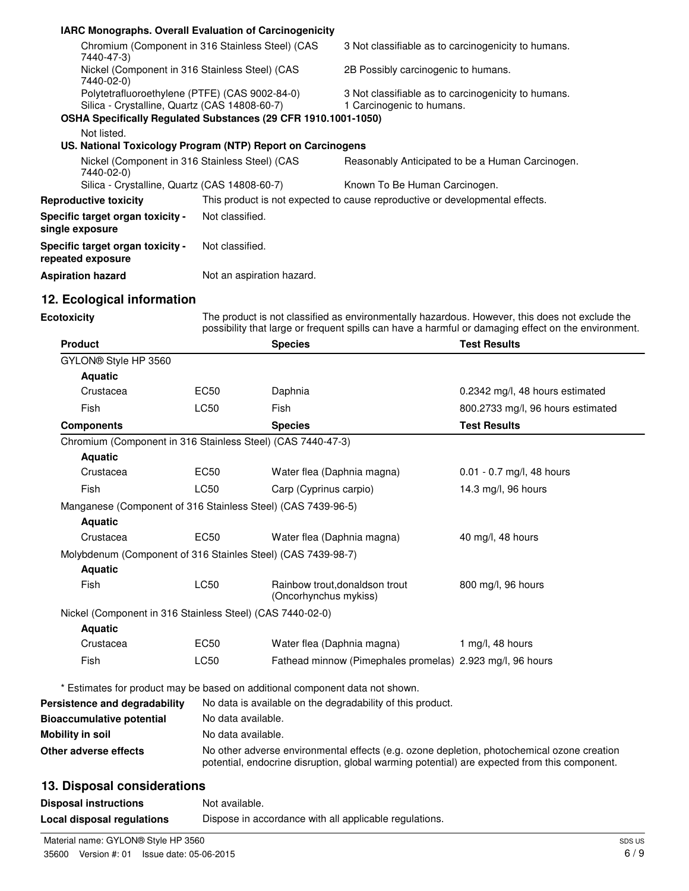**IARC Monographs. Overall Evaluation of Carcinogenicity**

| | |
|---|---|
| Chromium (Component in 316 Stainless Steel) (CAS 7440-47-3) | 3 Not classifiable as to carcinogenicity to humans. |
| Nickel (Component in 316 Stainless Steel) (CAS 7440-02-0) | 2B Possibly carcinogenic to humans. |
| Polytetrafluoroethylene (PTFE) (CAS 9002-84-0) | 3 Not classifiable as to carcinogenicity to humans. |
| Silica - Crystalline, Quartz (CAS 14808-60-7) | 1 Carcinogenic to humans. |

**OSHA Specifically Regulated Substances (29 CFR 1910.1001-1050)**

Not listed.

**US. National Toxicology Program (NTP) Report on Carcinogens**

| | |
|---|---|
| Nickel (Component in 316 Stainless Steel) (CAS 7440-02-0) | Reasonably Anticipated to be a Human Carcinogen. |
| Silica - Crystalline, Quartz (CAS 14808-60-7) | Known To Be Human Carcinogen. |

**Reproductive toxicity** This product is not expected to cause reproductive or developmental effects.

**Specific target organ toxicity - single exposure** Not classified.

**Specific target organ toxicity - repeated exposure** Not classified.

**Aspiration hazard** Not an aspiration hazard.

## 12. Ecological information

**Ecotoxicity** The product is not classified as environmentally hazardous. However, this does not exclude the possibility that large or frequent spills can have a harmful or damaging effect on the environment.

| Product | | Species | Test Results |
|---|---|---|---|
| GYLON® Style HP 3560 | | | |
| **Aquatic** | | | |
| Crustacea | EC50 | Daphnia | 0.2342 mg/l, 48 hours estimated |
| Fish | LC50 | Fish | 800.2733 mg/l, 96 hours estimated |
| **Components** | | **Species** | **Test Results** |
| Chromium (Component in 316 Stainless Steel) (CAS 7440-47-3) | | | |
| **Aquatic** | | | |
| Crustacea | EC50 | Water flea (Daphnia magna) | 0.01 - 0.7 mg/l, 48 hours |
| Fish | LC50 | Carp (Cyprinus carpio) | 14.3 mg/l, 96 hours |
| Manganese (Component of 316 Stainless Steel) (CAS 7439-96-5) | | | |
| **Aquatic** | | | |
| Crustacea | EC50 | Water flea (Daphnia magna) | 40 mg/l, 48 hours |
| Molybdenum (Component of 316 Stainles Steel) (CAS 7439-98-7) | | | |
| **Aquatic** | | | |
| Fish | LC50 | Rainbow trout,donaldson trout (Oncorhynchus mykiss) | 800 mg/l, 96 hours |
| Nickel (Component in 316 Stainless Steel) (CAS 7440-02-0) | | | |
| **Aquatic** | | | |
| Crustacea | EC50 | Water flea (Daphnia magna) | 1 mg/l, 48 hours |
| Fish | LC50 | Fathead minnow (Pimephales promelas) | 2.923 mg/l, 96 hours |

* Estimates for product may be based on additional component data not shown.

**Persistence and degradability** No data is available on the degradability of this product.

**Bioaccumulative potential** No data available.

**Mobility in soil** No data available.

**Other adverse effects** No other adverse environmental effects (e.g. ozone depletion, photochemical ozone creation potential, endocrine disruption, global warming potential) are expected from this component.

## 13. Disposal considerations

**Disposal instructions** Not available.

**Local disposal regulations** Dispose in accordance with all applicable regulations.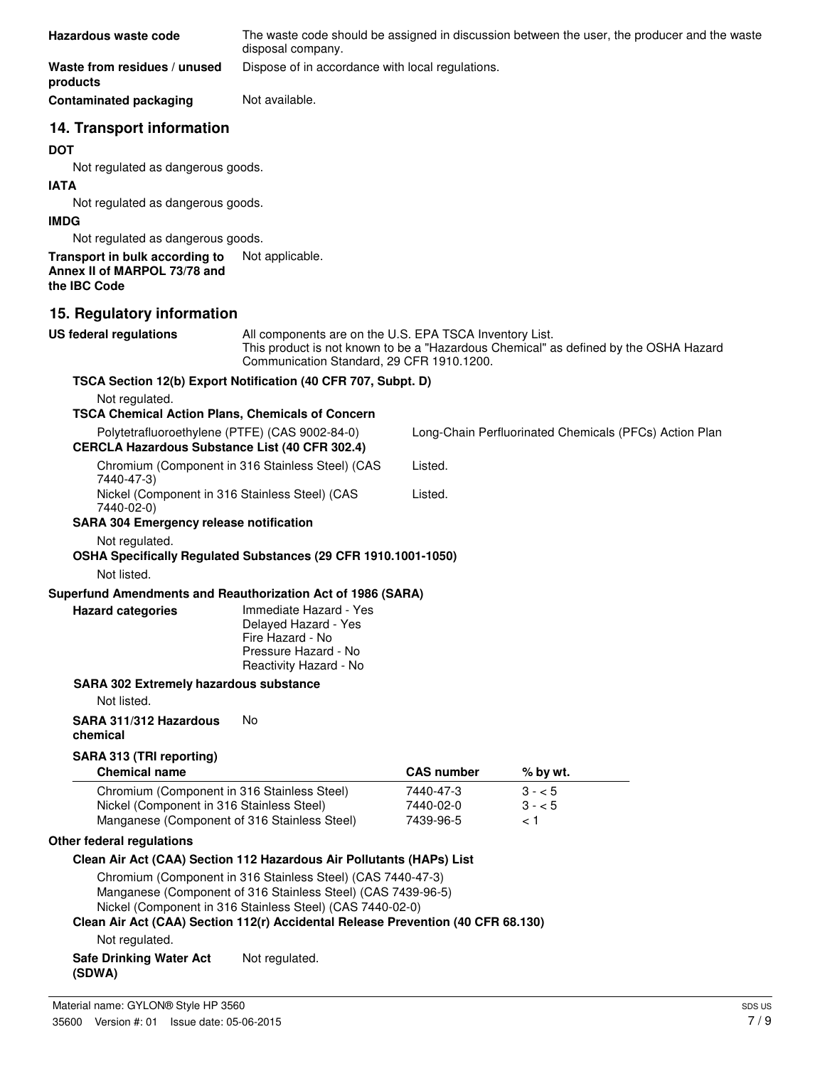**Hazardous waste code** The waste code should be assigned in discussion between the user, the producer and the waste disposal company.

**Waste from residues / unused products** Dispose of in accordance with local regulations.

**Contaminated packaging** Not available.

## 14. Transport information

**DOT**

Not regulated as dangerous goods.

**IATA**

Not regulated as dangerous goods.

**IMDG**

Not regulated as dangerous goods.

**Transport in bulk according to Annex II of MARPOL 73/78 and the IBC Code** Not applicable.

## 15. Regulatory information

**US federal regulations** All components are on the U.S. EPA TSCA Inventory List.
This product is not known to be a "Hazardous Chemical" as defined by the OSHA Hazard Communication Standard, 29 CFR 1910.1200.

**TSCA Section 12(b) Export Notification (40 CFR 707, Subpt. D)**

Not regulated.

**TSCA Chemical Action Plans, Chemicals of Concern**

Polytetrafluoroethylene (PTFE) (CAS 9002-84-0) — Long-Chain Perfluorinated Chemicals (PFCs) Action Plan

**CERCLA Hazardous Substance List (40 CFR 302.4)**

Chromium (Component in 316 Stainless Steel) (CAS 7440-47-3) — Listed.

Nickel (Component in 316 Stainless Steel) (CAS 7440-02-0) — Listed.

**SARA 304 Emergency release notification**

Not regulated.

**OSHA Specifically Regulated Substances (29 CFR 1910.1001-1050)**

Not listed.

**Superfund Amendments and Reauthorization Act of 1986 (SARA)**

**Hazard categories**
Immediate Hazard - Yes
Delayed Hazard - Yes
Fire Hazard - No
Pressure Hazard - No
Reactivity Hazard - No

**SARA 302 Extremely hazardous substance**

Not listed.

**SARA 311/312 Hazardous chemical** No

**SARA 313 (TRI reporting)**

| Chemical name | CAS number | % by wt. |
|---|---|---|
| Chromium (Component in 316 Stainless Steel) | 7440-47-3 | 3 - < 5 |
| Nickel (Component in 316 Stainless Steel) | 7440-02-0 | 3 - < 5 |
| Manganese (Component of 316 Stainless Steel) | 7439-96-5 | < 1 |

**Other federal regulations**

**Clean Air Act (CAA) Section 112 Hazardous Air Pollutants (HAPs) List**

Chromium (Component in 316 Stainless Steel) (CAS 7440-47-3)
Manganese (Component of 316 Stainless Steel) (CAS 7439-96-5)
Nickel (Component in 316 Stainless Steel) (CAS 7440-02-0)

**Clean Air Act (CAA) Section 112(r) Accidental Release Prevention (40 CFR 68.130)**

Not regulated.

**Safe Drinking Water Act (SDWA)** Not regulated.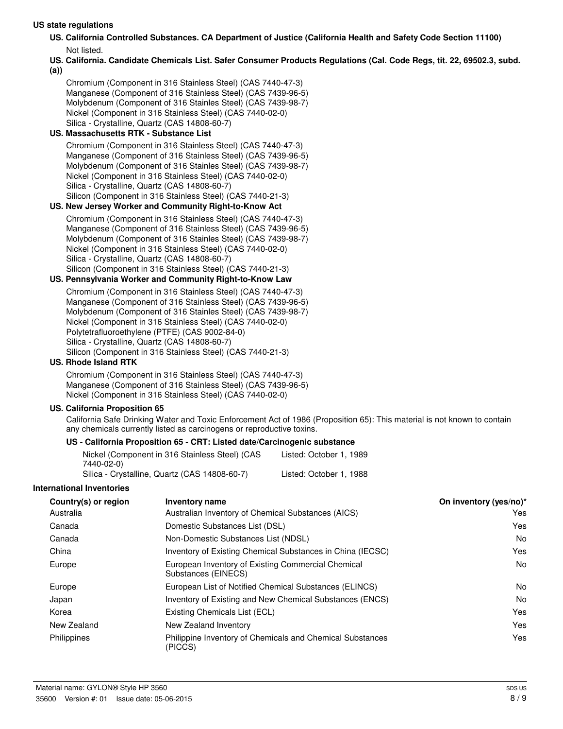## US state regulations

### US. California Controlled Substances. CA Department of Justice (California Health and Safety Code Section 11100)

Not listed.

### US. California. Candidate Chemicals List. Safer Consumer Products Regulations (Cal. Code Regs, tit. 22, 69502.3, subd. (a))

Chromium (Component in 316 Stainless Steel) (CAS 7440-47-3)
Manganese (Component of 316 Stainless Steel) (CAS 7439-96-5)
Molybdenum (Component of 316 Stainles Steel) (CAS 7439-98-7)
Nickel (Component in 316 Stainless Steel) (CAS 7440-02-0)
Silica - Crystalline, Quartz (CAS 14808-60-7)

### US. Massachusetts RTK - Substance List

Chromium (Component in 316 Stainless Steel) (CAS 7440-47-3)
Manganese (Component of 316 Stainless Steel) (CAS 7439-96-5)
Molybdenum (Component of 316 Stainles Steel) (CAS 7439-98-7)
Nickel (Component in 316 Stainless Steel) (CAS 7440-02-0)
Silica - Crystalline, Quartz (CAS 14808-60-7)
Silicon (Component in 316 Stainless Steel) (CAS 7440-21-3)

### US. New Jersey Worker and Community Right-to-Know Act

Chromium (Component in 316 Stainless Steel) (CAS 7440-47-3)
Manganese (Component of 316 Stainless Steel) (CAS 7439-96-5)
Molybdenum (Component of 316 Stainles Steel) (CAS 7439-98-7)
Nickel (Component in 316 Stainless Steel) (CAS 7440-02-0)
Silica - Crystalline, Quartz (CAS 14808-60-7)
Silicon (Component in 316 Stainless Steel) (CAS 7440-21-3)

### US. Pennsylvania Worker and Community Right-to-Know Law

Chromium (Component in 316 Stainless Steel) (CAS 7440-47-3)
Manganese (Component of 316 Stainless Steel) (CAS 7439-96-5)
Molybdenum (Component of 316 Stainles Steel) (CAS 7439-98-7)
Nickel (Component in 316 Stainless Steel) (CAS 7440-02-0)
Polytetrafluoroethylene (PTFE) (CAS 9002-84-0)
Silica - Crystalline, Quartz (CAS 14808-60-7)
Silicon (Component in 316 Stainless Steel) (CAS 7440-21-3)

### US. Rhode Island RTK

Chromium (Component in 316 Stainless Steel) (CAS 7440-47-3)
Manganese (Component of 316 Stainless Steel) (CAS 7439-96-5)
Nickel (Component in 316 Stainless Steel) (CAS 7440-02-0)

### US. California Proposition 65

California Safe Drinking Water and Toxic Enforcement Act of 1986 (Proposition 65): This material is not known to contain any chemicals currently listed as carcinogens or reproductive toxins.

#### US - California Proposition 65 - CRT: Listed date/Carcinogenic substance

| Substance | Listed date |
|---|---|
| Nickel (Component in 316 Stainless Steel) (CAS 7440-02-0) | Listed: October 1, 1989 |
| Silica - Crystalline, Quartz (CAS 14808-60-7) | Listed: October 1, 1988 |

## International Inventories

| Country(s) or region | Inventory name | On inventory (yes/no)* |
|---|---|---|
| Australia | Australian Inventory of Chemical Substances (AICS) | Yes |
| Canada | Domestic Substances List (DSL) | Yes |
| Canada | Non-Domestic Substances List (NDSL) | No |
| China | Inventory of Existing Chemical Substances in China (IECSC) | Yes |
| Europe | European Inventory of Existing Commercial Chemical Substances (EINECS) | No |
| Europe | European List of Notified Chemical Substances (ELINCS) | No |
| Japan | Inventory of Existing and New Chemical Substances (ENCS) | No |
| Korea | Existing Chemicals List (ECL) | Yes |
| New Zealand | New Zealand Inventory | Yes |
| Philippines | Philippine Inventory of Chemicals and Chemical Substances (PICCS) | Yes |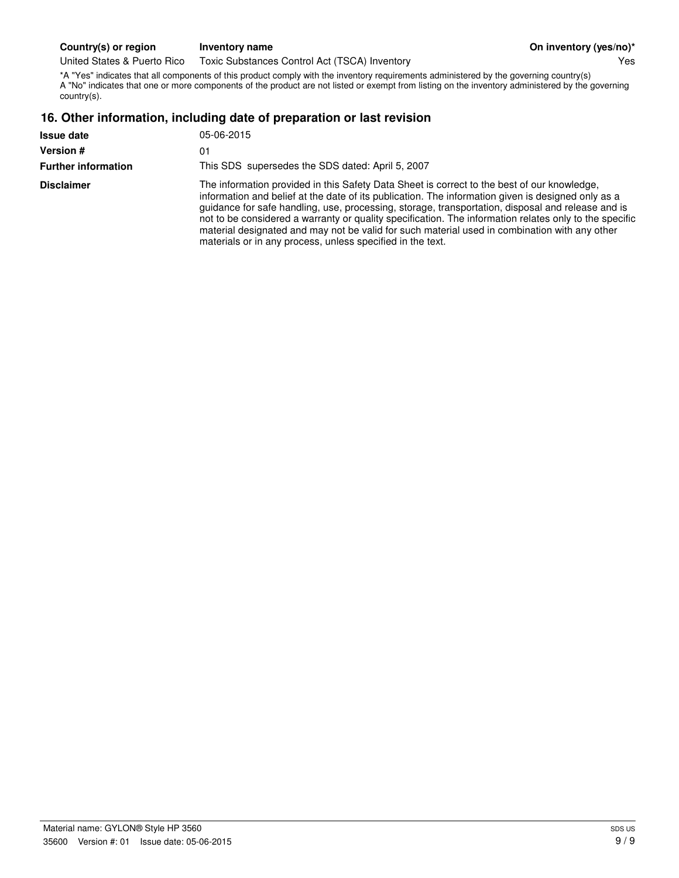| Country(s) or region | Inventory name | On inventory (yes/no)* |
| --- | --- | --- |
| United States & Puerto Rico | Toxic Substances Control Act (TSCA) Inventory | Yes |

*A "Yes" indicates that all components of this product comply with the inventory requirements administered by the governing country(s)
A "No" indicates that one or more components of the product are not listed or exempt from listing on the inventory administered by the governing country(s).

## 16. Other information, including date of preparation or last revision

**Issue date** 05-06-2015

**Version #** 01

**Further information** This SDS supersedes the SDS dated: April 5, 2007

**Disclaimer** The information provided in this Safety Data Sheet is correct to the best of our knowledge, information and belief at the date of its publication. The information given is designed only as a guidance for safe handling, use, processing, storage, transportation, disposal and release and is not to be considered a warranty or quality specification. The information relates only to the specific material designated and may not be valid for such material used in combination with any other materials or in any process, unless specified in the text.